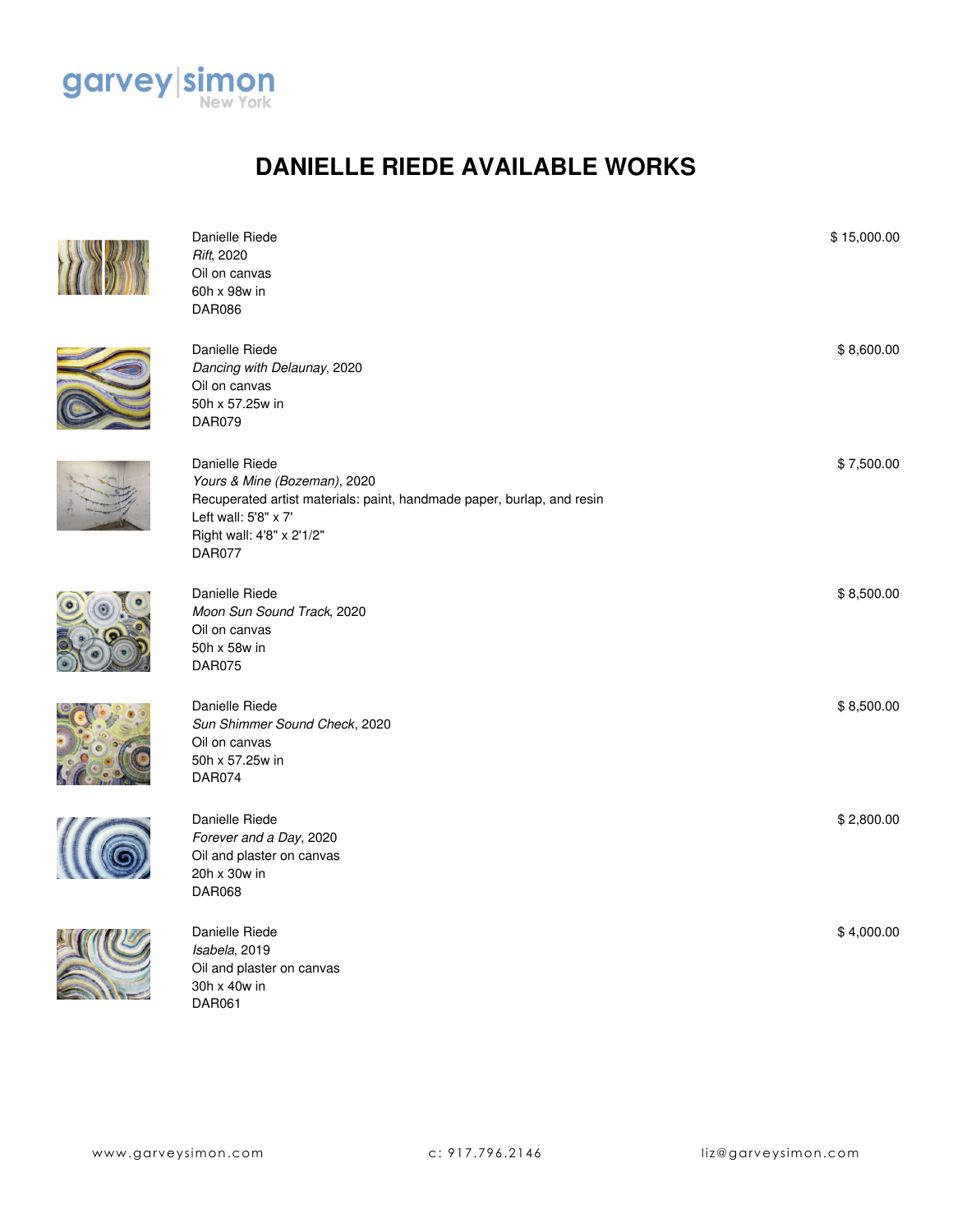garvey|simon New York

# DANIELLE RIEDE AVAILABLE WORKS

Danielle Riede
*Rift*, 2020
Oil on canvas
60h x 98w in
DAR086

$ 15,000.00

Danielle Riede
*Dancing with Delaunay*, 2020
Oil on canvas
50h x 57.25w in
DAR079

$ 8,600.00

Danielle Riede
*Yours & Mine (Bozeman)*, 2020
Recuperated artist materials: paint, handmade paper, burlap, and resin
Left wall: 5'8" x 7'
Right wall: 4'8" x 2'1/2"
DAR077

$ 7,500.00

Danielle Riede
*Moon Sun Sound Track*, 2020
Oil on canvas
50h x 58w in
DAR075

$ 8,500.00

Danielle Riede
*Sun Shimmer Sound Check*, 2020
Oil on canvas
50h x 57.25w in
DAR074

$ 8,500.00

Danielle Riede
*Forever and a Day*, 2020
Oil and plaster on canvas
20h x 30w in
DAR068

$ 2,800.00

Danielle Riede
*Isabela*, 2019
Oil and plaster on canvas
30h x 40w in
DAR061

$ 4,000.00

www.garveysimon.com c: 917.796.2146 liz@garveysimon.com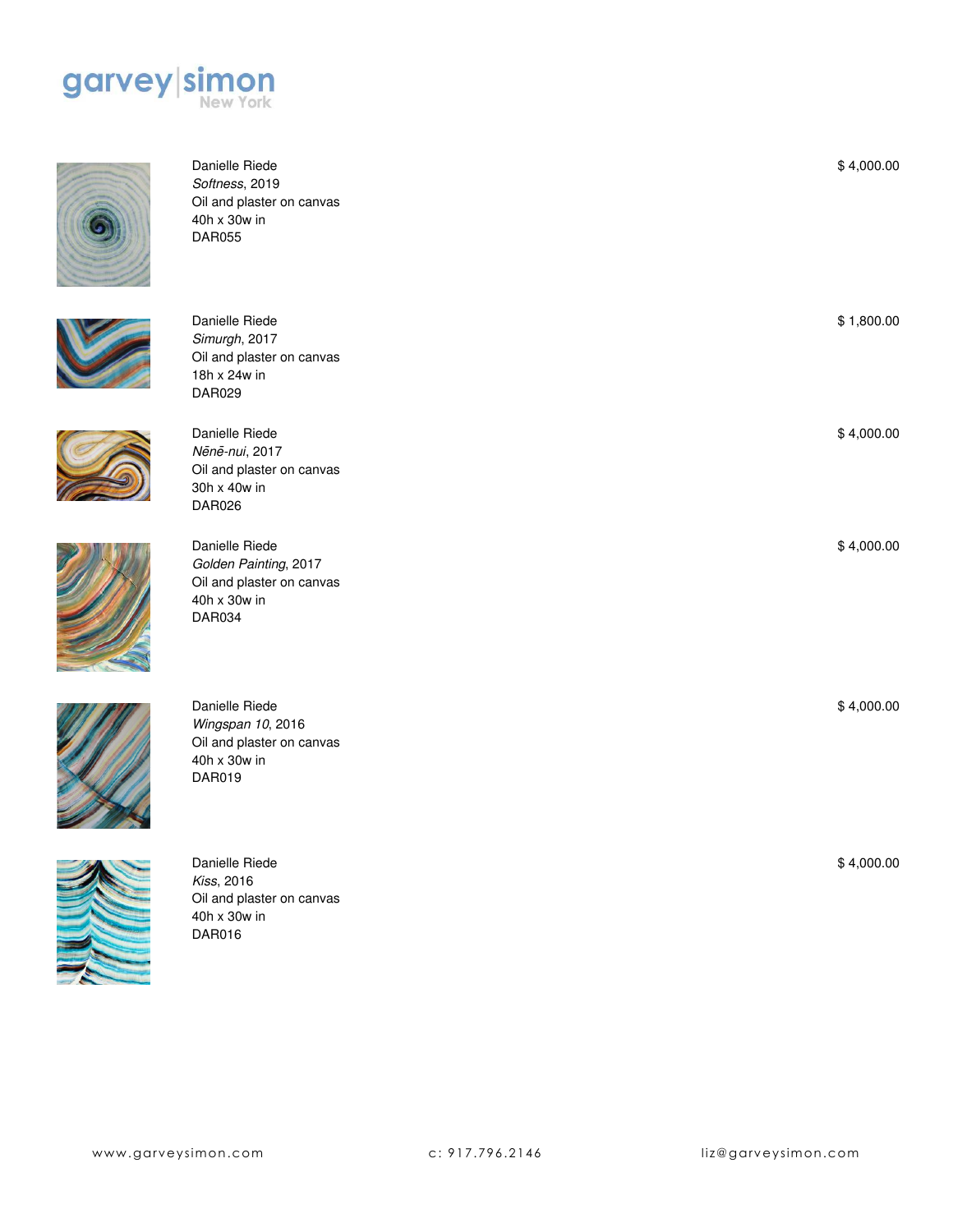garvey|simon New York

Danielle Riede
*Softness*, 2019
Oil and plaster on canvas
40h x 30w in
DAR055

$ 4,000.00

Danielle Riede
*Simurgh*, 2017
Oil and plaster on canvas
18h x 24w in
DAR029

$ 1,800.00

Danielle Riede
*Nēnē-nui*, 2017
Oil and plaster on canvas
30h x 40w in
DAR026

$ 4,000.00

Danielle Riede
*Golden Painting*, 2017
Oil and plaster on canvas
40h x 30w in
DAR034

$ 4,000.00

Danielle Riede
*Wingspan 10*, 2016
Oil and plaster on canvas
40h x 30w in
DAR019

$ 4,000.00

Danielle Riede
*Kiss*, 2016
Oil and plaster on canvas
40h x 30w in
DAR016

$ 4,000.00

www.garveysimon.com c: 917.796.2146 liz@garveysimon.com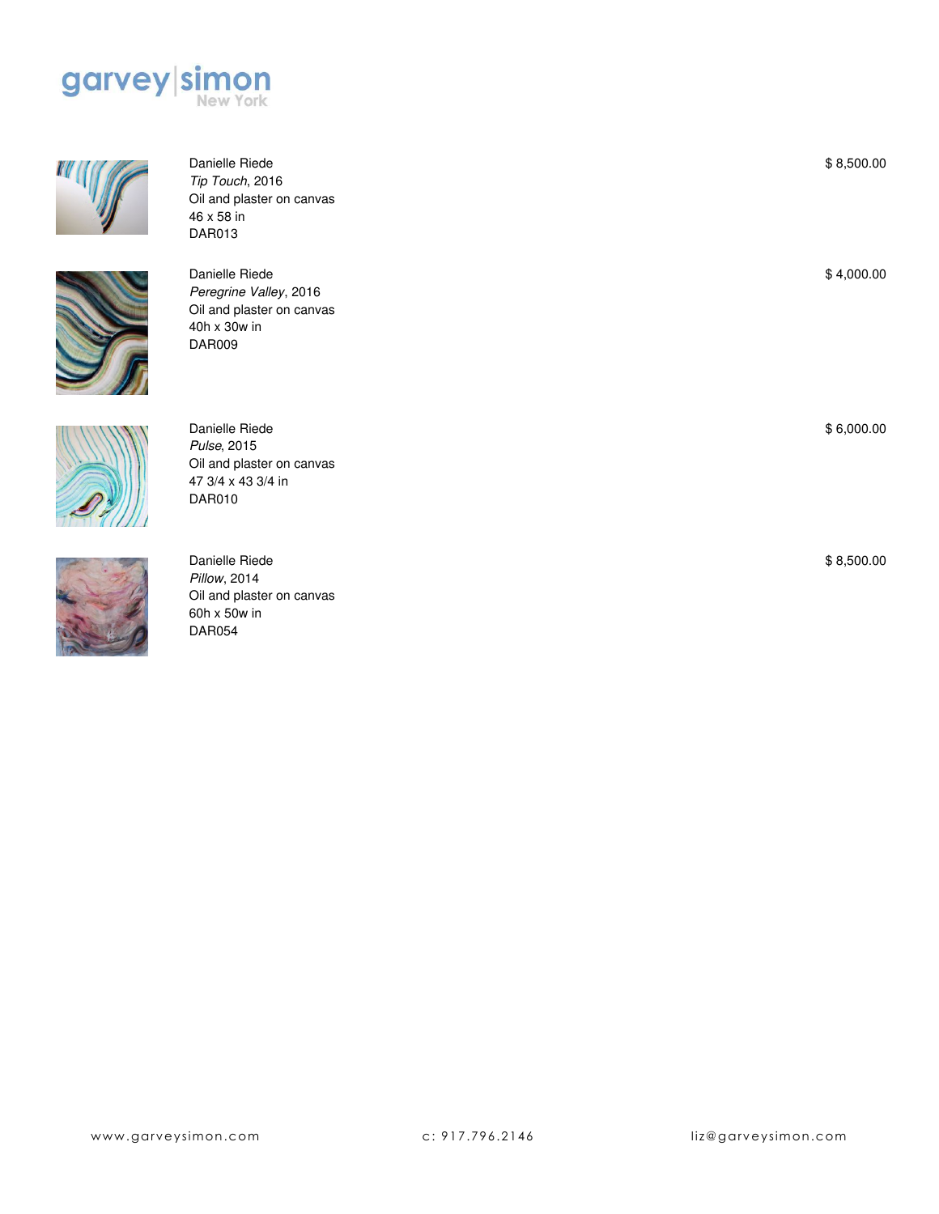garvey|simon
New York

Danielle Riede
*Tip Touch*, 2016
Oil and plaster on canvas
46 x 58 in
DAR013

$ 8,500.00

Danielle Riede
*Peregrine Valley*, 2016
Oil and plaster on canvas
40h x 30w in
DAR009

$ 4,000.00

Danielle Riede
*Pulse*, 2015
Oil and plaster on canvas
47 3/4 x 43 3/4 in
DAR010

$ 6,000.00

Danielle Riede
*Pillow*, 2014
Oil and plaster on canvas
60h x 50w in
DAR054

$ 8,500.00

www.garveysimon.com c: 917.796.2146 liz@garveysimon.com